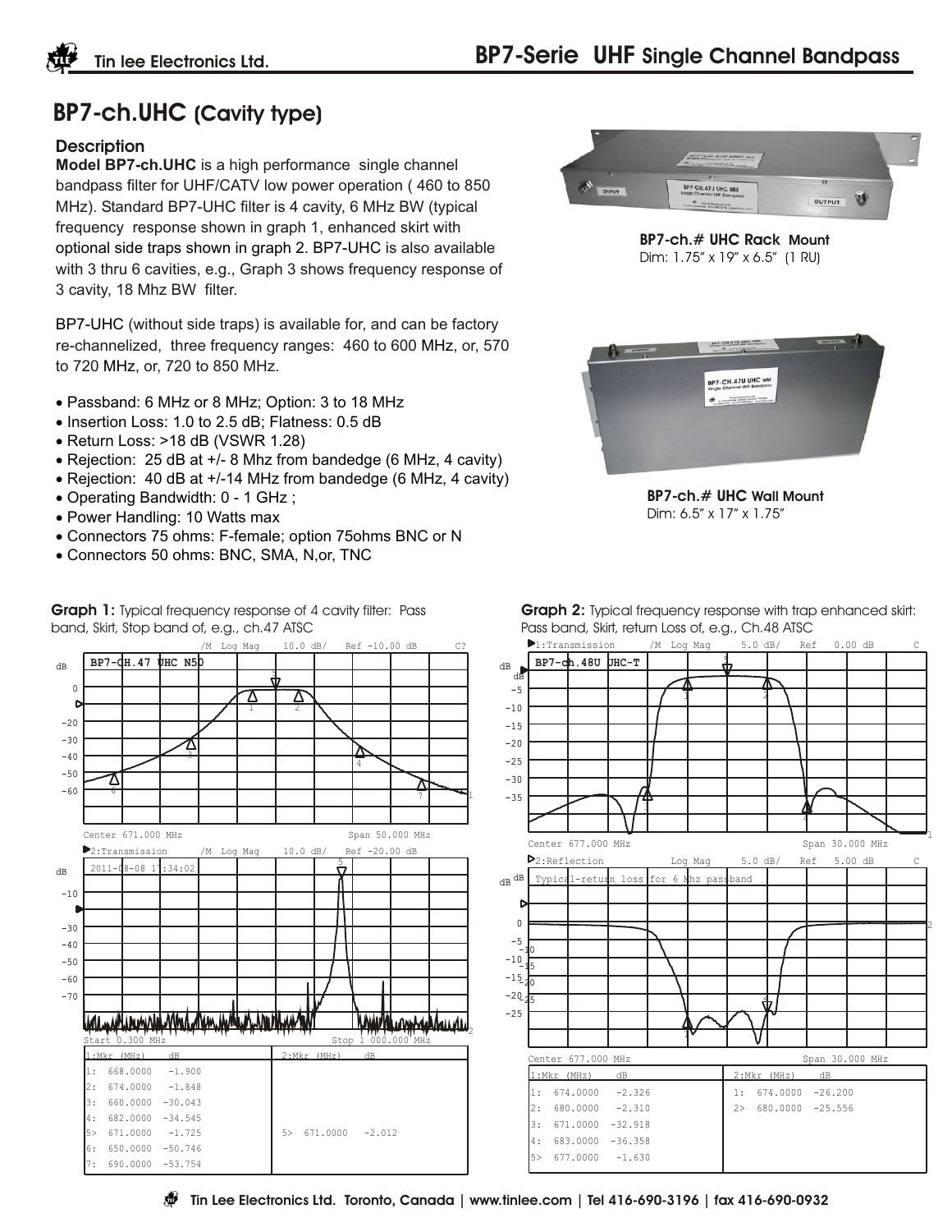# BP7-Serie UHF Single Channel Bandpass

## BP7-ch.UHC (Cavity type)

### Description

**Model BP7-ch.UHC** is a high performance single channel bandpass filter for UHF/CATV low power operation ( 460 to 850 MHz). Standard BP7-UHC filter is 4 cavity, 6 MHz BW (typical frequency response shown in graph 1, enhanced skirt with optional side traps shown in graph 2. BP7-UHC is also available with 3 thru 6 cavities, e.g., Graph 3 shows frequency response of 3 cavity, 18 Mhz BW filter.

BP7-UHC (without side traps) is available for, and can be factory re-channelized, three frequency ranges: 460 to 600 MHz, or, 570 to 720 MHz, or, 720 to 850 MHz.

- Passband: 6 MHz or 8 MHz; Option: 3 to 18 MHz
- Insertion Loss: 1.0 to 2.5 dB; Flatness: 0.5 dB
- Return Loss: >18 dB (VSWR 1.28)
- Rejection: 25 dB at +/- 8 Mhz from bandedge (6 MHz, 4 cavity)
- Rejection: 40 dB at +/-14 MHz from bandedge (6 MHz, 4 cavity)
- Operating Bandwidth: 0 - 1 GHz ;
- Power Handling: 10 Watts max
- Connectors 75 ohms: F-female; option 75ohms BNC or N
- Connectors 50 ohms: BNC, SMA, N,or, TNC

**BP7-ch.# UHC Rack Mount**
Dim: 1.75" x 19" x 6.5" (1 RU)

**BP7-ch.# UHC Wall Mount**
Dim: 6.5" x 17" x 1.75"

**Graph 1:** Typical frequency response of 4 cavity filter: Pass band, Skirt, Stop band of, e.g., ch.47 ATSC

| 1:Mkr (MHz) | dB | 2:Mkr (MHz) | dB |
|---|---|---|---|
| 1: 668.0000 | -1.900 | | |
| 2: 674.0000 | -1.848 | | |
| 3: 660.0000 | -30.043 | | |
| 4: 682.0000 | -34.545 | | |
| 5> 671.0000 | -1.725 | 5> 671.0000 | -2.012 |
| 6: 650.0000 | -50.746 | | |
| 7: 690.0000 | -53.754 | | |

**Graph 2:** Typical frequency response with trap enhanced skirt: Pass band, Skirt, return Loss of, e.g., Ch.48 ATSC

| 1:Mkr (MHz) | dB | 2:Mkr (MHz) | dB |
|---|---|---|---|
| 1: 674.0000 | -2.326 | 1: 674.0000 | -26.200 |
| 2: 680.0000 | -2.310 | 2> 680.0000 | -25.556 |
| 3: 671.0000 | -32.918 | | |
| 4: 683.0000 | -36.358 | | |
| 5> 677.0000 | -1.630 | | |

Tin Lee Electronics Ltd. Toronto, Canada | www.tinlee.com | Tel 416-690-3196 | fax 416-690-0932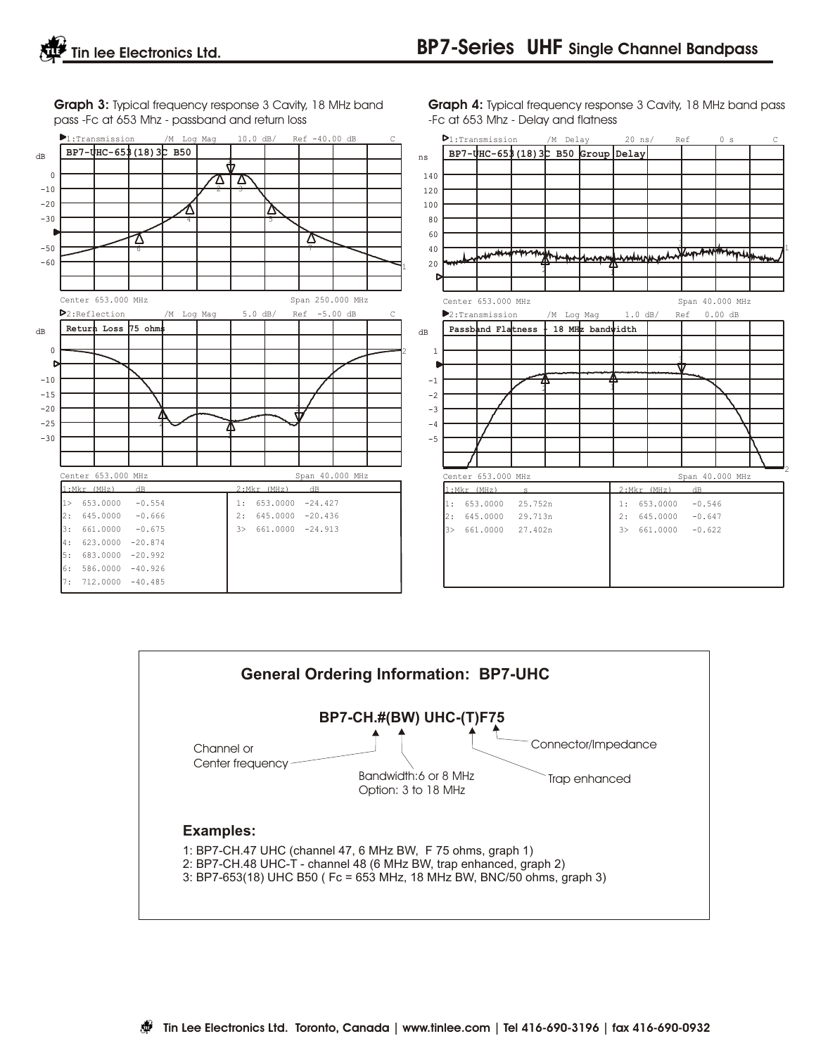**Graph 3:** Typical frequency response 3 Cavity, 18 MHz band pass -Fc at 653 Mhz - passband and return loss

1:Transmission /M Log Mag 10.0 dB/ Ref -40.00 dB C

BP7-UHC-653(18)3C B50

dB

0
-10
-20
-30
-50
-60

Center 653.000 MHz Span 250.000 MHz

2:Reflection /M Log Mag 5.0 dB/ Ref -5.00 dB C

Return Loss 75 ohms

dB

0
-10
-15
-20
-25
-30

Center 653.000 MHz Span 40.000 MHz

1:Mkr (MHz) dB
1> 653.0000 -0.554
2: 645.0000 -0.666
3: 661.0000 -0.675
4: 623.0000 -20.874
5: 683.0000 -20.992
6: 586.0000 -40.926
7: 712.0000 -40.485

2:Mkr (MHz) dB
1: 653.0000 -24.427
2: 645.0000 -20.436
3> 661.0000 -24.913

**Graph 4:** Typical frequency response 3 Cavity, 18 MHz band pass -Fc at 653 Mhz - Delay and flatness

1:Transmission /M Delay 20 ns/ Ref 0 s C

BP7-UHC-653(18)3C B50 Group Delay

ns

140
120
100
80
60
40
20

Center 653.000 MHz Span 40.000 MHz

2:Transmission /M Log Mag 1.0 dB/ Ref 0.00 dB

Passband Flatness - 18 MHz bandwidth

dB

1
-1
-2
-3
-4
-5

Center 653.000 MHz Span 40.000 MHz

1:Mkr (MHz) s
1: 653.0000 25.752n
2: 645.0000 29.713n
3> 661.0000 27.402n

2:Mkr (MHz) dB
1: 653.0000 -0.546
2: 645.0000 -0.647
3> 661.0000 -0.622

## General Ordering Information: BP7-UHC

**BP7-CH.#(BW) UHC-(T)F75**

- Channel or Center frequency
- Bandwidth: 6 or 8 MHz Option: 3 to 18 MHz
- Trap enhanced
- Connector/Impedance

### Examples:

1: BP7-CH.47 UHC (channel 47, 6 MHz BW, F 75 ohms, graph 1)
2: BP7-CH.48 UHC-T - channel 48 (6 MHz BW, trap enhanced, graph 2)
3: BP7-653(18) UHC B50 ( Fc = 653 MHz, 18 MHz BW, BNC/50 ohms, graph 3)